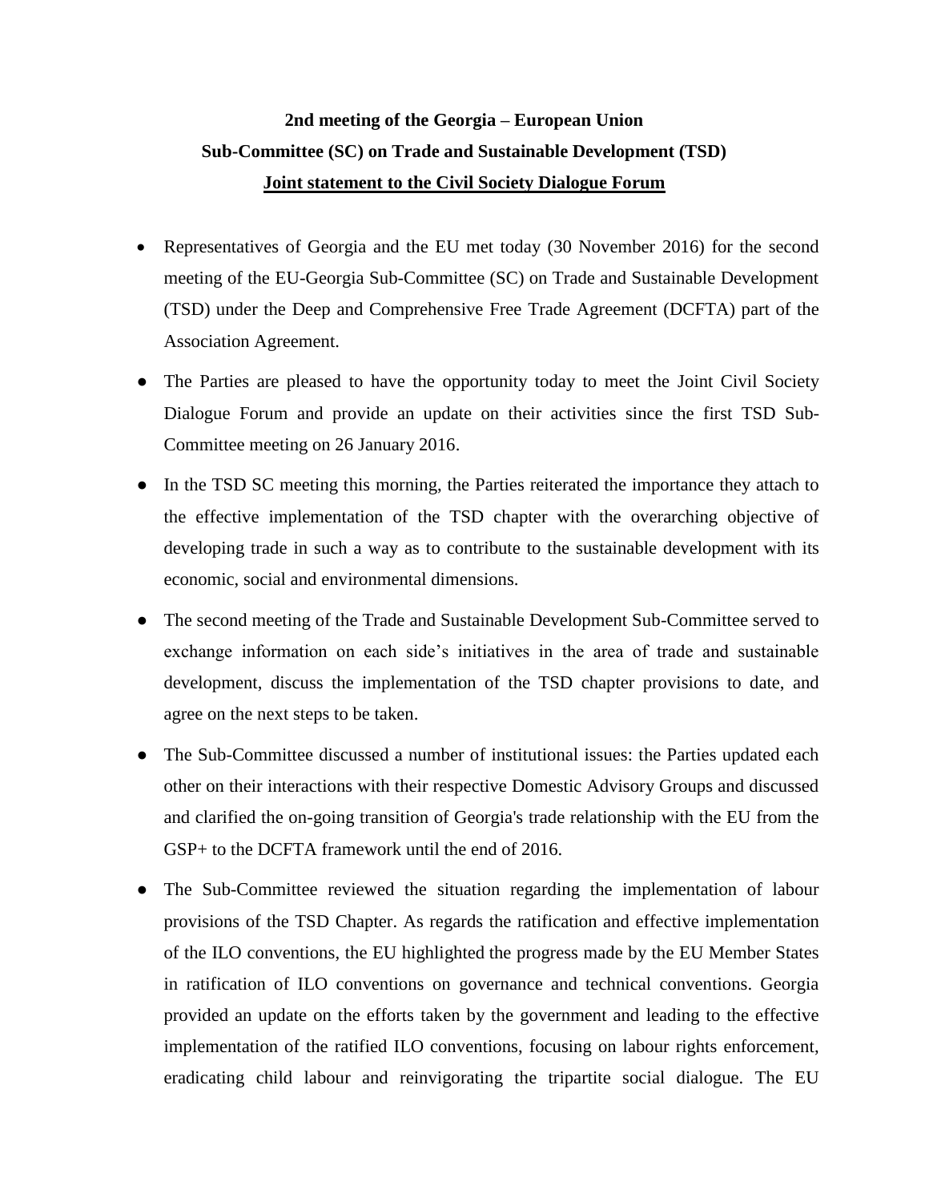**2nd meeting of the Georgia – European Union**

**Sub-Committee (SC) on Trade and Sustainable Development (TSD)**

**<u>Joint statement to the Civil Society Dialogue Forum</u>**

- Representatives of Georgia and the EU met today (30 November 2016) for the second meeting of the EU-Georgia Sub-Committee (SC) on Trade and Sustainable Development (TSD) under the Deep and Comprehensive Free Trade Agreement (DCFTA) part of the Association Agreement.
- The Parties are pleased to have the opportunity today to meet the Joint Civil Society Dialogue Forum and provide an update on their activities since the first TSD Sub-Committee meeting on 26 January 2016.
- In the TSD SC meeting this morning, the Parties reiterated the importance they attach to the effective implementation of the TSD chapter with the overarching objective of developing trade in such a way as to contribute to the sustainable development with its economic, social and environmental dimensions.
- The second meeting of the Trade and Sustainable Development Sub-Committee served to exchange information on each side's initiatives in the area of trade and sustainable development, discuss the implementation of the TSD chapter provisions to date, and agree on the next steps to be taken.
- The Sub-Committee discussed a number of institutional issues: the Parties updated each other on their interactions with their respective Domestic Advisory Groups and discussed and clarified the on-going transition of Georgia's trade relationship with the EU from the GSP+ to the DCFTA framework until the end of 2016.
- The Sub-Committee reviewed the situation regarding the implementation of labour provisions of the TSD Chapter. As regards the ratification and effective implementation of the ILO conventions, the EU highlighted the progress made by the EU Member States in ratification of ILO conventions on governance and technical conventions. Georgia provided an update on the efforts taken by the government and leading to the effective implementation of the ratified ILO conventions, focusing on labour rights enforcement, eradicating child labour and reinvigorating the tripartite social dialogue. The EU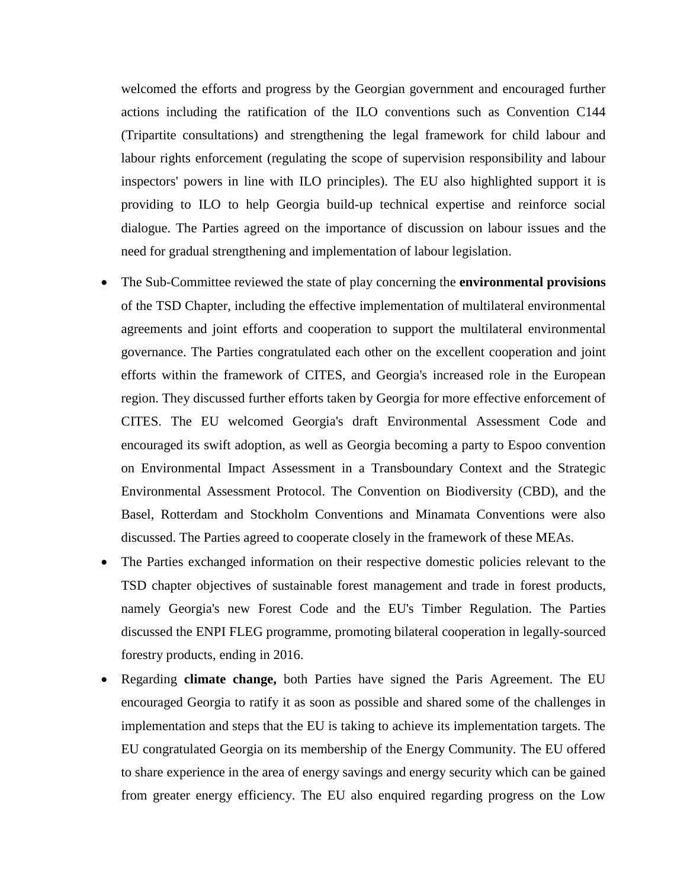welcomed the efforts and progress by the Georgian government and encouraged further actions including the ratification of the ILO conventions such as Convention C144 (Tripartite consultations) and strengthening the legal framework for child labour and labour rights enforcement (regulating the scope of supervision responsibility and labour inspectors' powers in line with ILO principles). The EU also highlighted support it is providing to ILO to help Georgia build-up technical expertise and reinforce social dialogue. The Parties agreed on the importance of discussion on labour issues and the need for gradual strengthening and implementation of labour legislation.

- The Sub-Committee reviewed the state of play concerning the **environmental provisions** of the TSD Chapter, including the effective implementation of multilateral environmental agreements and joint efforts and cooperation to support the multilateral environmental governance. The Parties congratulated each other on the excellent cooperation and joint efforts within the framework of CITES, and Georgia's increased role in the European region. They discussed further efforts taken by Georgia for more effective enforcement of CITES. The EU welcomed Georgia's draft Environmental Assessment Code and encouraged its swift adoption, as well as Georgia becoming a party to Espoo convention on Environmental Impact Assessment in a Transboundary Context and the Strategic Environmental Assessment Protocol. The Convention on Biodiversity (CBD), and the Basel, Rotterdam and Stockholm Conventions and Minamata Conventions were also discussed. The Parties agreed to cooperate closely in the framework of these MEAs.
- The Parties exchanged information on their respective domestic policies relevant to the TSD chapter objectives of sustainable forest management and trade in forest products, namely Georgia's new Forest Code and the EU's Timber Regulation. The Parties discussed the ENPI FLEG programme, promoting bilateral cooperation in legally-sourced forestry products, ending in 2016.
- Regarding **climate change,** both Parties have signed the Paris Agreement. The EU encouraged Georgia to ratify it as soon as possible and shared some of the challenges in implementation and steps that the EU is taking to achieve its implementation targets. The EU congratulated Georgia on its membership of the Energy Community. The EU offered to share experience in the area of energy savings and energy security which can be gained from greater energy efficiency. The EU also enquired regarding progress on the Low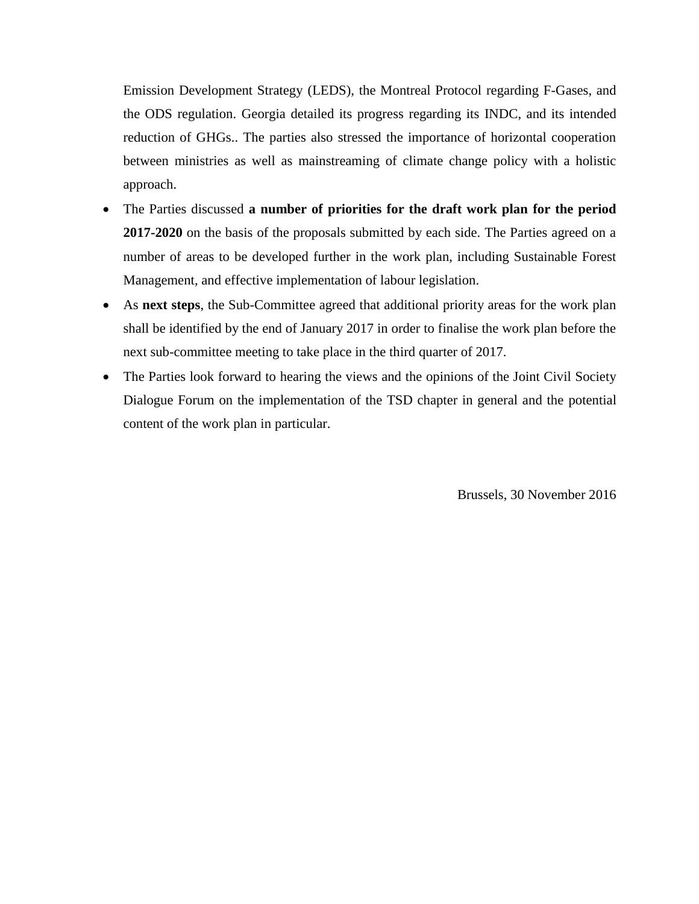Emission Development Strategy (LEDS), the Montreal Protocol regarding F-Gases, and the ODS regulation. Georgia detailed its progress regarding its INDC, and its intended reduction of GHGs.. The parties also stressed the importance of horizontal cooperation between ministries as well as mainstreaming of climate change policy with a holistic approach.

- The Parties discussed **a number of priorities for the draft work plan for the period 2017-2020** on the basis of the proposals submitted by each side. The Parties agreed on a number of areas to be developed further in the work plan, including Sustainable Forest Management, and effective implementation of labour legislation.
- As **next steps**, the Sub-Committee agreed that additional priority areas for the work plan shall be identified by the end of January 2017 in order to finalise the work plan before the next sub-committee meeting to take place in the third quarter of 2017.
- The Parties look forward to hearing the views and the opinions of the Joint Civil Society Dialogue Forum on the implementation of the TSD chapter in general and the potential content of the work plan in particular.

Brussels, 30 November 2016